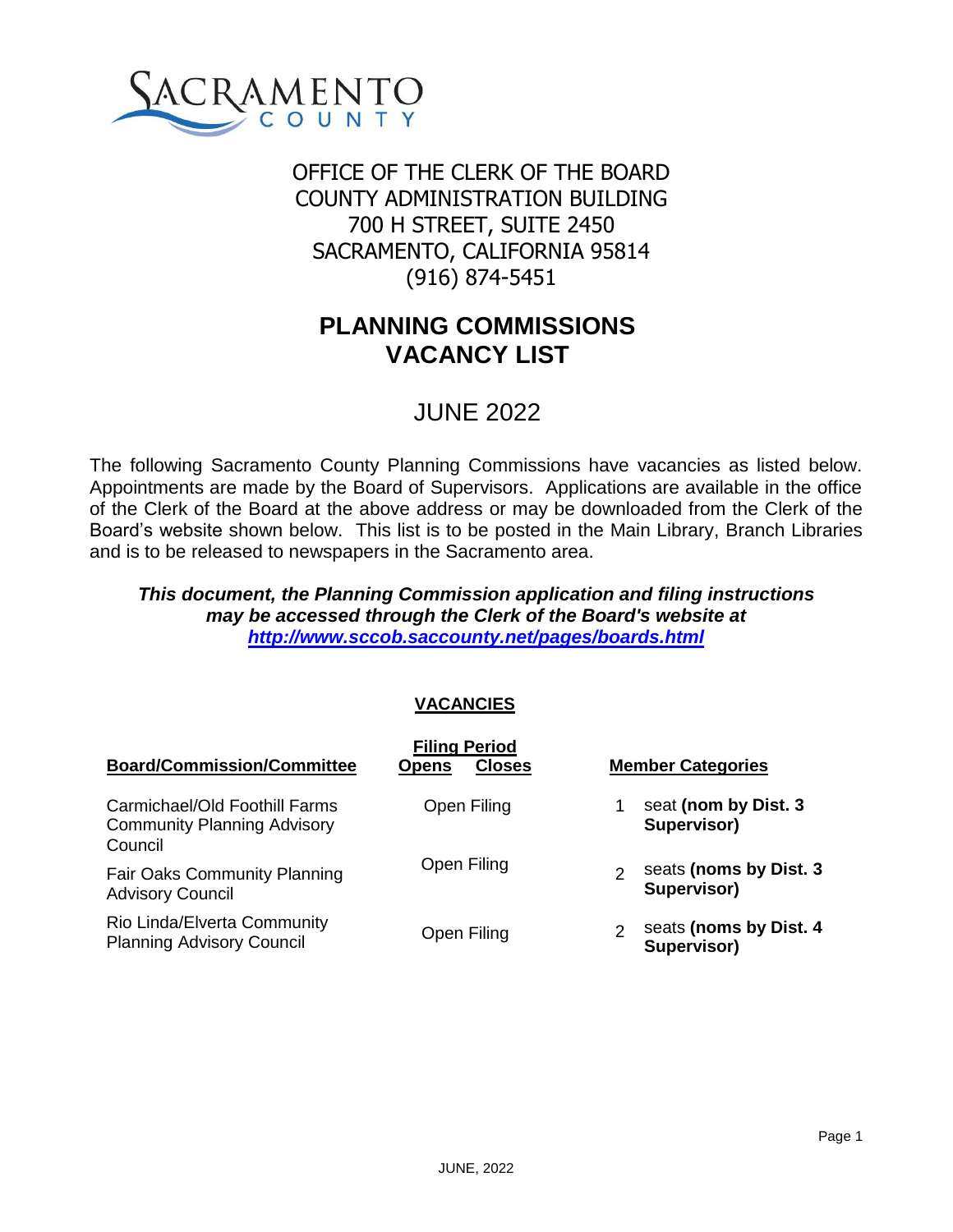OFFICE OF THE CLERK OF THE BOARD
COUNTY ADMINISTRATION BUILDING
700 H STREET, SUITE 2450
SACRAMENTO, CALIFORNIA 95814
(916) 874-5451

# PLANNING COMMISSIONS VACANCY LIST

## JUNE 2022

The following Sacramento County Planning Commissions have vacancies as listed below. Appointments are made by the Board of Supervisors. Applications are available in the office of the Clerk of the Board at the above address or may be downloaded from the Clerk of the Board's website shown below. This list is to be posted in the Main Library, Branch Libraries and is to be released to newspapers in the Sacramento area.

***This document, the Planning Commission application and filing instructions may be accessed through the Clerk of the Board's website at [http://www.sccob.saccounty.net/pages/boards.html](http://www.sccob.saccounty.net/pages/boards.html)***

**VACANCIES**

| Board/Commission/Committee | Filing Period Opens | Filing Period Closes | Member Categories | |
|---|---|---|---|---|
| Carmichael/Old Foothill Farms Community Planning Advisory Council | Open Filing | | 1 | seat **(nom by Dist. 3 Supervisor)** |
| Fair Oaks Community Planning Advisory Council | Open Filing | | 2 | seats **(noms by Dist. 3 Supervisor)** |
| Rio Linda/Elverta Community Planning Advisory Council | Open Filing | | 2 | seats **(noms by Dist. 4 Supervisor)** |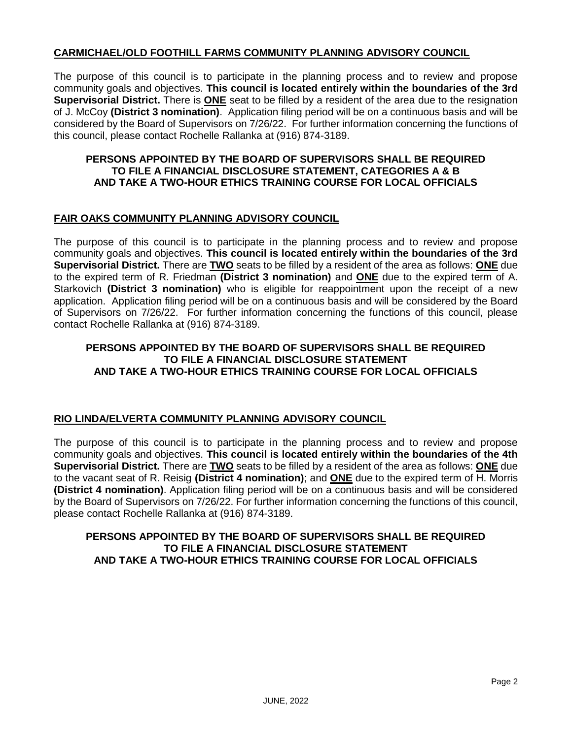## CARMICHAEL/OLD FOOTHILL FARMS COMMUNITY PLANNING ADVISORY COUNCIL

The purpose of this council is to participate in the planning process and to review and propose community goals and objectives. **This council is located entirely within the boundaries of the 3rd Supervisorial District.** There is **ONE** seat to be filled by a resident of the area due to the resignation of J. McCoy **(District 3 nomination)**. Application filing period will be on a continuous basis and will be considered by the Board of Supervisors on 7/26/22. For further information concerning the functions of this council, please contact Rochelle Rallanka at (916) 874-3189.

**PERSONS APPOINTED BY THE BOARD OF SUPERVISORS SHALL BE REQUIRED TO FILE A FINANCIAL DISCLOSURE STATEMENT, CATEGORIES A & B AND TAKE A TWO-HOUR ETHICS TRAINING COURSE FOR LOCAL OFFICIALS**

## FAIR OAKS COMMUNITY PLANNING ADVISORY COUNCIL

The purpose of this council is to participate in the planning process and to review and propose community goals and objectives. **This council is located entirely within the boundaries of the 3rd Supervisorial District.** There are **TWO** seats to be filled by a resident of the area as follows: **ONE** due to the expired term of R. Friedman **(District 3 nomination)** and **ONE** due to the expired term of A. Starkovich **(District 3 nomination)** who is eligible for reappointment upon the receipt of a new application. Application filing period will be on a continuous basis and will be considered by the Board of Supervisors on 7/26/22. For further information concerning the functions of this council, please contact Rochelle Rallanka at (916) 874-3189.

**PERSONS APPOINTED BY THE BOARD OF SUPERVISORS SHALL BE REQUIRED TO FILE A FINANCIAL DISCLOSURE STATEMENT AND TAKE A TWO-HOUR ETHICS TRAINING COURSE FOR LOCAL OFFICIALS**

## RIO LINDA/ELVERTA COMMUNITY PLANNING ADVISORY COUNCIL

The purpose of this council is to participate in the planning process and to review and propose community goals and objectives. **This council is located entirely within the boundaries of the 4th Supervisorial District.** There are **TWO** seats to be filled by a resident of the area as follows: **ONE** due to the vacant seat of R. Reisig **(District 4 nomination)**; and **ONE** due to the expired term of H. Morris **(District 4 nomination)**. Application filing period will be on a continuous basis and will be considered by the Board of Supervisors on 7/26/22. For further information concerning the functions of this council, please contact Rochelle Rallanka at (916) 874-3189.

**PERSONS APPOINTED BY THE BOARD OF SUPERVISORS SHALL BE REQUIRED TO FILE A FINANCIAL DISCLOSURE STATEMENT AND TAKE A TWO-HOUR ETHICS TRAINING COURSE FOR LOCAL OFFICIALS**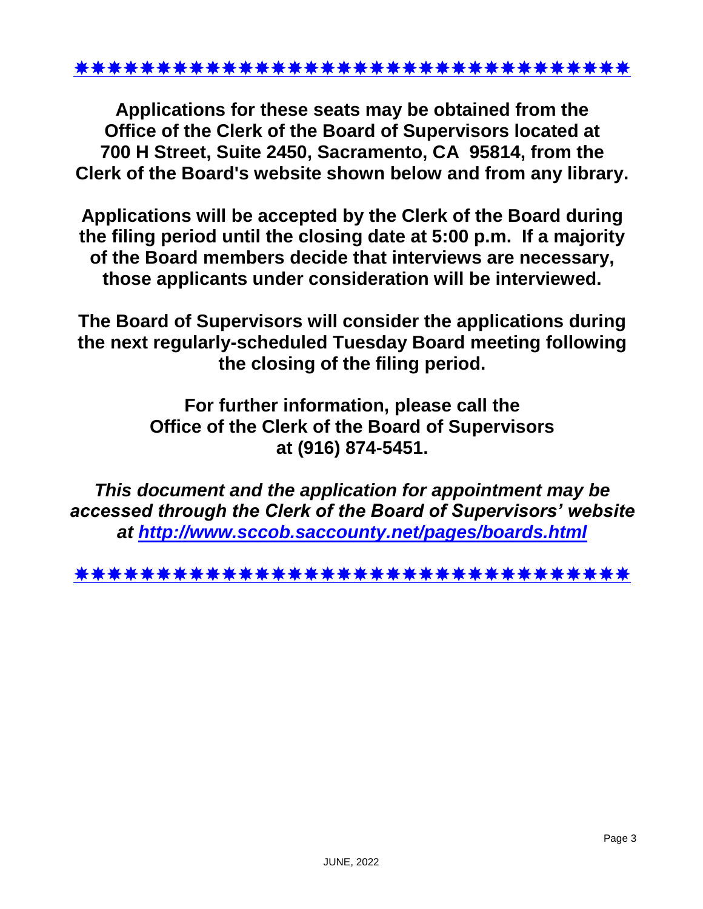**Applications for these seats may be obtained from the Office of the Clerk of the Board of Supervisors located at 700 H Street, Suite 2450, Sacramento, CA 95814, from the Clerk of the Board's website shown below and from any library.**

**Applications will be accepted by the Clerk of the Board during the filing period until the closing date at 5:00 p.m. If a majority of the Board members decide that interviews are necessary, those applicants under consideration will be interviewed.**

**The Board of Supervisors will consider the applications during the next regularly-scheduled Tuesday Board meeting following the closing of the filing period.**

**For further information, please call the Office of the Clerk of the Board of Supervisors at (916) 874-5451.**

***This document and the application for appointment may be accessed through the Clerk of the Board of Supervisors' website at [http://www.sccob.saccounty.net/pages/boards.html](http://www.sccob.saccounty.net/pages/boards.html)***

JUNE, 2022